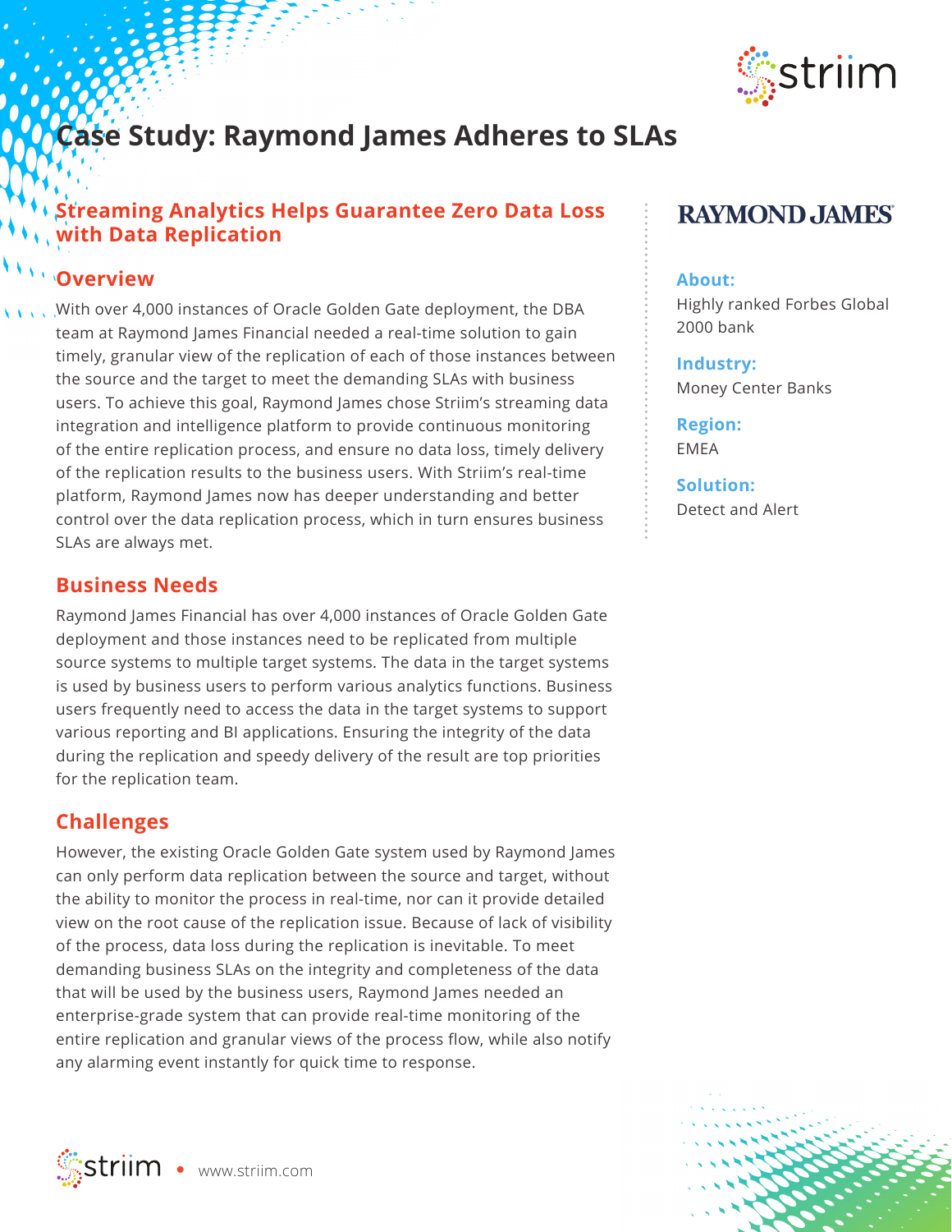# Case Study: Raymond James Adheres to SLAs

## Streaming Analytics Helps Guarantee Zero Data Loss with Data Replication

### Overview

With over 4,000 instances of Oracle Golden Gate deployment, the DBA team at Raymond James Financial needed a real-time solution to gain timely, granular view of the replication of each of those instances between the source and the target to meet the demanding SLAs with business users. To achieve this goal, Raymond James chose Striim's streaming data integration and intelligence platform to provide continuous monitoring of the entire replication process, and ensure no data loss, timely delivery of the replication results to the business users. With Striim's real-time platform, Raymond James now has deeper understanding and better control over the data replication process, which in turn ensures business SLAs are always met.

### Business Needs

Raymond James Financial has over 4,000 instances of Oracle Golden Gate deployment and those instances need to be replicated from multiple source systems to multiple target systems. The data in the target systems is used by business users to perform various analytics functions. Business users frequently need to access the data in the target systems to support various reporting and BI applications. Ensuring the integrity of the data during the replication and speedy delivery of the result are top priorities for the replication team.

### Challenges

However, the existing Oracle Golden Gate system used by Raymond James can only perform data replication between the source and target, without the ability to monitor the process in real-time, nor can it provide detailed view on the root cause of the replication issue. Because of lack of visibility of the process, data loss during the replication is inevitable. To meet demanding business SLAs on the integrity and completeness of the data that will be used by the business users, Raymond James needed an enterprise-grade system that can provide real-time monitoring of the entire replication and granular views of the process flow, while also notify any alarming event instantly for quick time to response.

RAYMOND JAMES

**About:**
Highly ranked Forbes Global 2000 bank

**Industry:**
Money Center Banks

**Region:**
EMEA

**Solution:**
Detect and Alert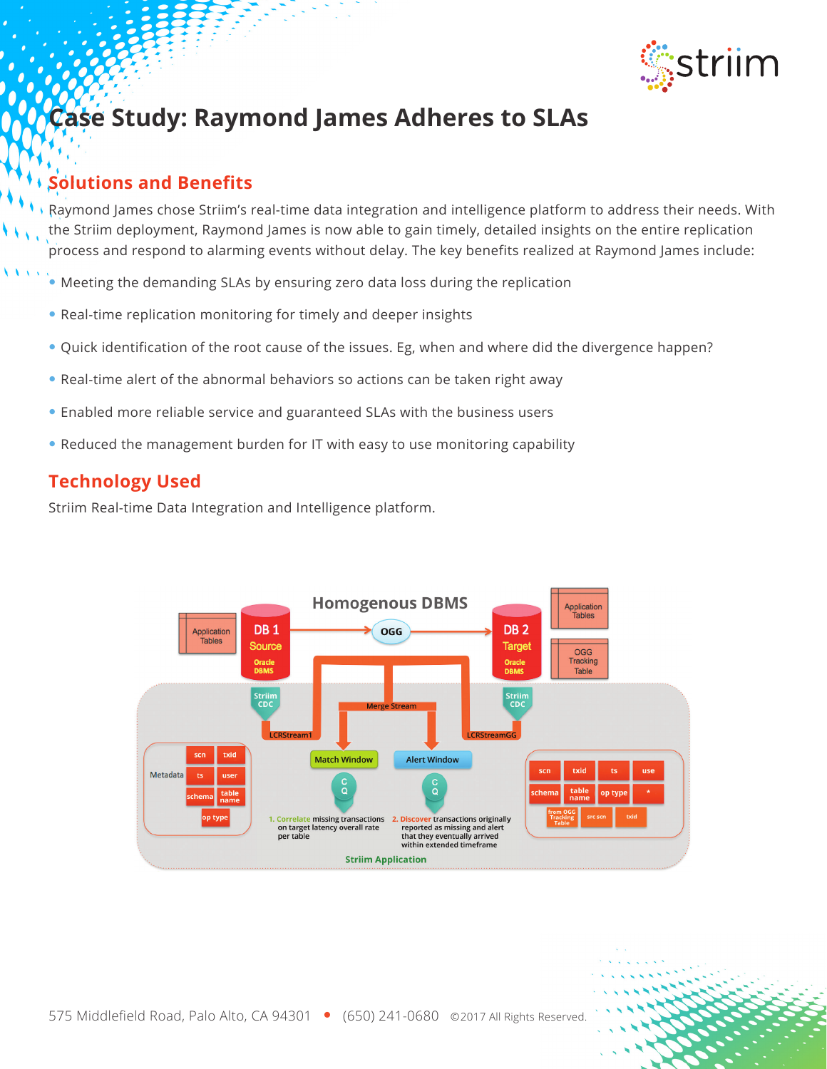# Case Study: Raymond James Adheres to SLAs

## Solutions and Benefits

Raymond James chose Striim's real-time data integration and intelligence platform to address their needs. With the Striim deployment, Raymond James is now able to gain timely, detailed insights on the entire replication process and respond to alarming events without delay. The key benefits realized at Raymond James include:

- Meeting the demanding SLAs by ensuring zero data loss during the replication
- Real-time replication monitoring for timely and deeper insights
- Quick identification of the root cause of the issues. Eg, when and where did the divergence happen?
- Real-time alert of the abnormal behaviors so actions can be taken right away
- Enabled more reliable service and guaranteed SLAs with the business users
- Reduced the management burden for IT with easy to use monitoring capability

## Technology Used

Striim Real-time Data Integration and Intelligence platform.

Homogenous DBMS

Application Tables

DB 1 Source Oracle DBMS

OGG

DB 2 Target Oracle DBMS

Application Tables

OGG Tracking Table

Striim CDC

Striim CDC

Merge Stream

LCRStream1

LCRStreamGG

Match Window

Alert Window

CQ

CQ

Metadata

scn txid ts user schema table name op type

scn txid ts use schema table name op type * from OGG Tracking Table src scn txid

1. Correlate missing transactions on target latency overall rate per table

2. Discover transactions originally reported as missing and alert that they eventually arrived within extended timeframe

Striim Application

575 Middlefield Road, Palo Alto, CA 94301 • (650) 241-0680 ©2017 All Rights Reserved.